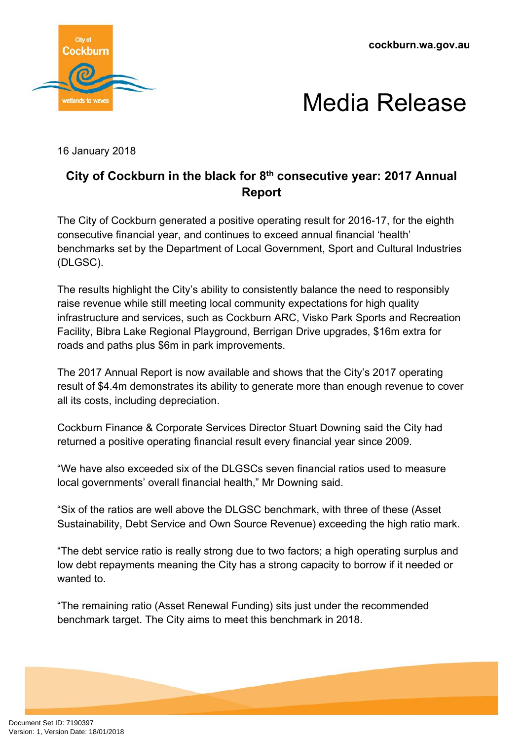cockburn.wa.gov.au

# Media Release

16 January 2018

## City of Cockburn in the black for 8th consecutive year: 2017 Annual Report

The City of Cockburn generated a positive operating result for 2016-17, for the eighth consecutive financial year, and continues to exceed annual financial 'health' benchmarks set by the Department of Local Government, Sport and Cultural Industries (DLGSC).

The results highlight the City's ability to consistently balance the need to responsibly raise revenue while still meeting local community expectations for high quality infrastructure and services, such as Cockburn ARC, Visko Park Sports and Recreation Facility, Bibra Lake Regional Playground, Berrigan Drive upgrades, $16m extra for roads and paths plus $6m in park improvements.

The 2017 Annual Report is now available and shows that the City's 2017 operating result of $4.4m demonstrates its ability to generate more than enough revenue to cover all its costs, including depreciation.

Cockburn Finance & Corporate Services Director Stuart Downing said the City had returned a positive operating financial result every financial year since 2009.

"We have also exceeded six of the DLGSCs seven financial ratios used to measure local governments' overall financial health," Mr Downing said.

"Six of the ratios are well above the DLGSC benchmark, with three of these (Asset Sustainability, Debt Service and Own Source Revenue) exceeding the high ratio mark.

"The debt service ratio is really strong due to two factors; a high operating surplus and low debt repayments meaning the City has a strong capacity to borrow if it needed or wanted to.

"The remaining ratio (Asset Renewal Funding) sits just under the recommended benchmark target. The City aims to meet this benchmark in 2018.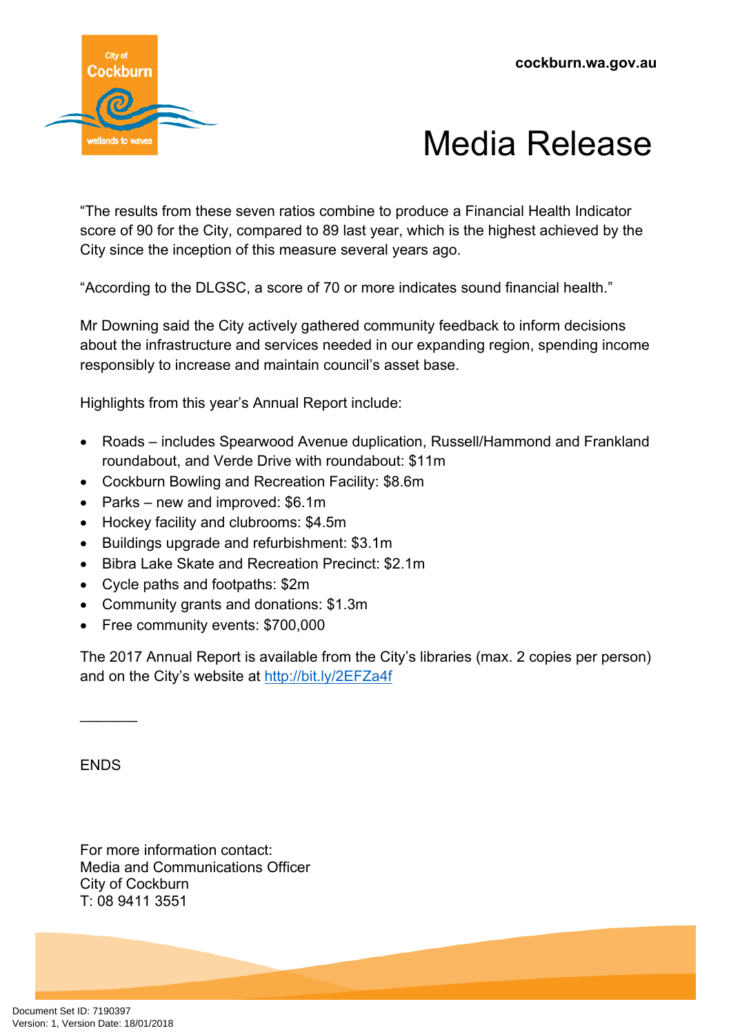"The results from these seven ratios combine to produce a Financial Health Indicator score of 90 for the City, compared to 89 last year, which is the highest achieved by the City since the inception of this measure several years ago.

"According to the DLGSC, a score of 70 or more indicates sound financial health."

Mr Downing said the City actively gathered community feedback to inform decisions about the infrastructure and services needed in our expanding region, spending income responsibly to increase and maintain council's asset base.

Highlights from this year's Annual Report include:

- Roads – includes Spearwood Avenue duplication, Russell/Hammond and Frankland roundabout, and Verde Drive with roundabout: $11m
- Cockburn Bowling and Recreation Facility: $8.6m
- Parks – new and improved: $6.1m
- Hockey facility and clubrooms: $4.5m
- Buildings upgrade and refurbishment: $3.1m
- Bibra Lake Skate and Recreation Precinct: $2.1m
- Cycle paths and footpaths: $2m
- Community grants and donations: $1.3m
- Free community events: $700,000

The 2017 Annual Report is available from the City's libraries (max. 2 copies per person) and on the City's website at [http://bit.ly/2EFZa4f](http://bit.ly/2EFZa4f)

_______

ENDS

For more information contact:
Media and Communications Officer
City of Cockburn
T: 08 9411 3551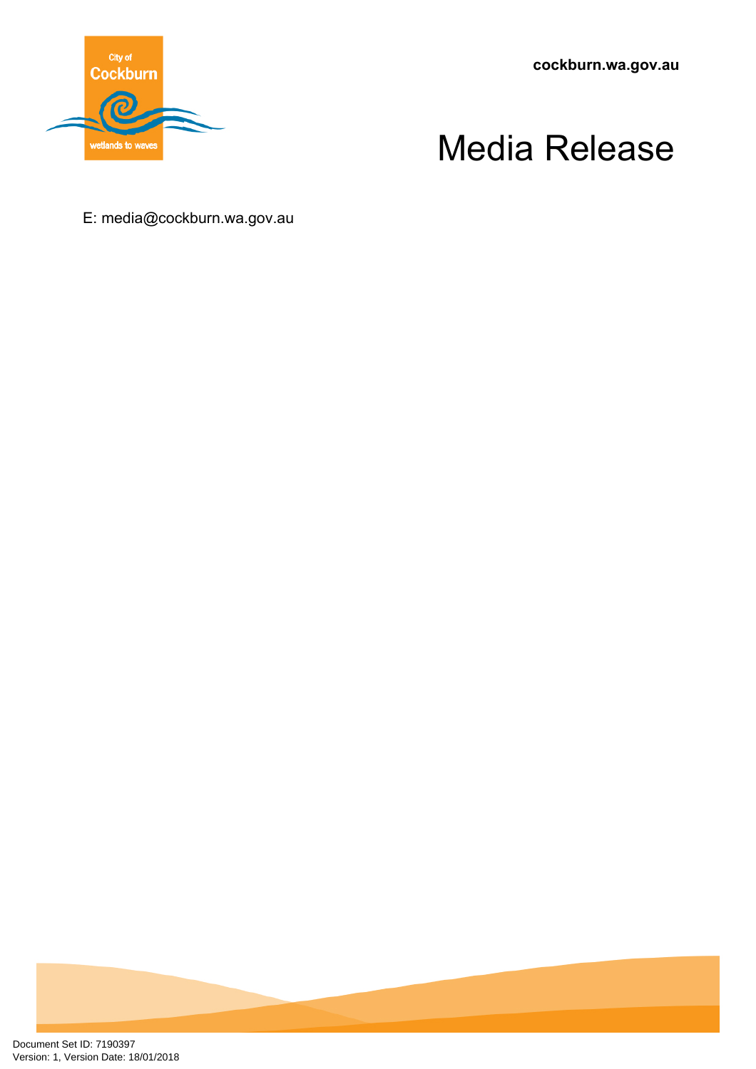cockburn.wa.gov.au

# Media Release

E: media@cockburn.wa.gov.au

Document Set ID: 7190397
Version: 1, Version Date: 18/01/2018